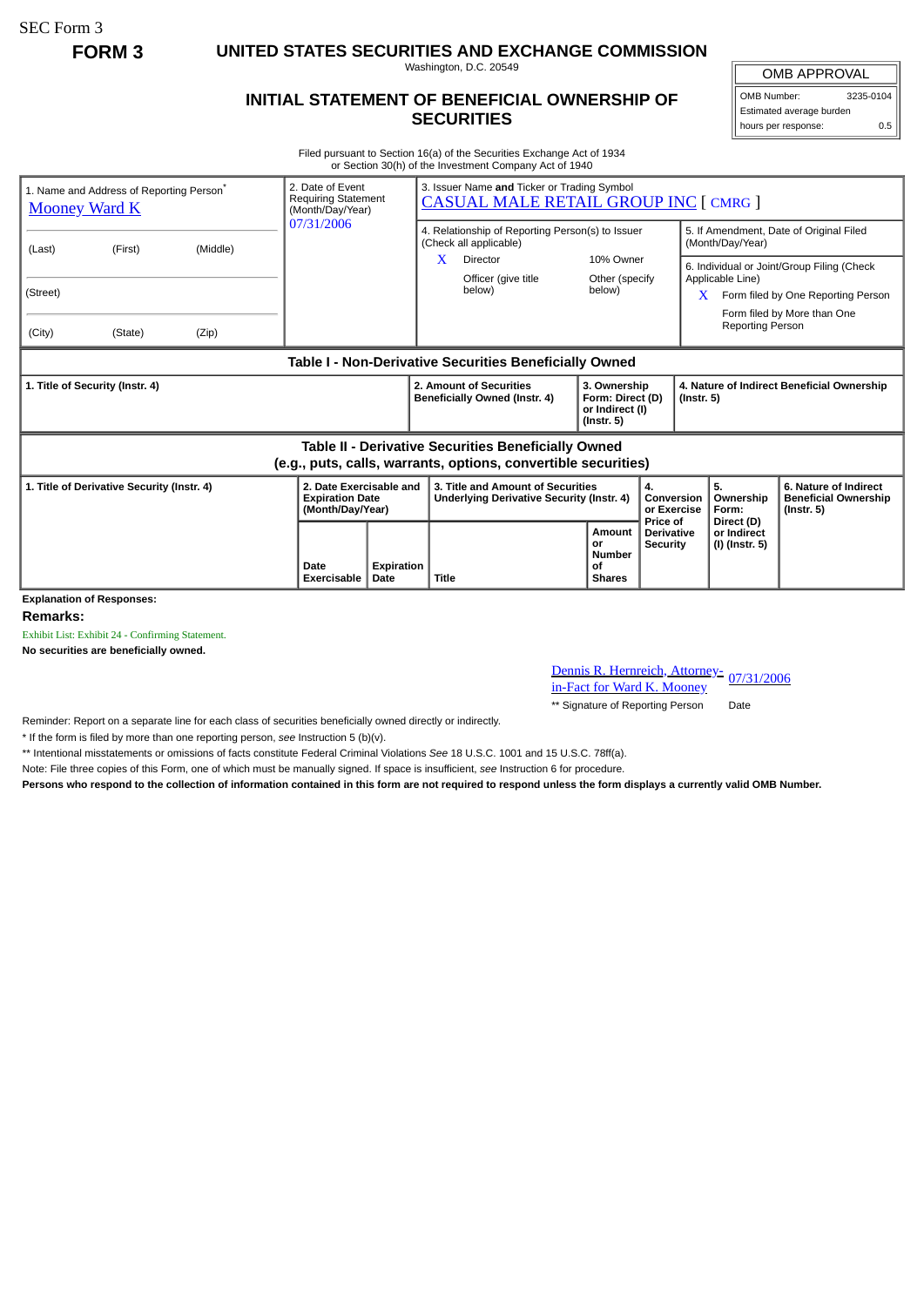SEC Form 3

**FORM 3**

# UNITED STATES SECURITIES AND EXCHANGE COMMISSION

Washington, D.C. 20549

## INITIAL STATEMENT OF BENEFICIAL OWNERSHIP OF SECURITIES

| OMB APPROVAL | |
|---|---|
| OMB Number: | 3235-0104 |
| Estimated average burden | |
| hours per response: | 0.5 |

Filed pursuant to Section 16(a) of the Securities Exchange Act of 1934
or Section 30(h) of the Investment Company Act of 1940

| 1. Name and Address of Reporting Person* | 2. Date of Event Requiring Statement (Month/Day/Year) | 3. Issuer Name and Ticker or Trading Symbol |
|---|---|---|
| Mooney Ward K | 07/31/2006 | CASUAL MALE RETAIL GROUP INC [ CMRG ] |
| (Last) (First) (Middle) | | 4. Relationship of Reporting Person(s) to Issuer (Check all applicable): X Director; 10% Owner; Officer (give title below); Other (specify below) |
| (Street) | | 5. If Amendment, Date of Original Filed (Month/Day/Year) |
| (City) (State) (Zip) | | 6. Individual or Joint/Group Filing (Check Applicable Line): X Form filed by One Reporting Person; Form filed by More than One Reporting Person |

### Table I - Non-Derivative Securities Beneficially Owned

| 1. Title of Security (Instr. 4) | 2. Amount of Securities Beneficially Owned (Instr. 4) | 3. Ownership Form: Direct (D) or Indirect (I) (Instr. 5) | 4. Nature of Indirect Beneficial Ownership (Instr. 5) |
|---|---|---|---|

### Table II - Derivative Securities Beneficially Owned (e.g., puts, calls, warrants, options, convertible securities)

| 1. Title of Derivative Security (Instr. 4) | 2. Date Exercisable and Expiration Date (Month/Day/Year) | | 3. Title and Amount of Securities Underlying Derivative Security (Instr. 4) | | 4. Conversion or Exercise Price of Derivative Security | 5. Ownership Form: Direct (D) or Indirect (I) (Instr. 5) | 6. Nature of Indirect Beneficial Ownership (Instr. 5) |
|---|---|---|---|---|---|---|---|
| | Date Exercisable | Expiration Date | Title | Amount or Number of Shares | | | |

**Explanation of Responses:**

**Remarks:**

Exhibit List: Exhibit 24 - Confirming Statement.

**No securities are beneficially owned.**

| Dennis R. Hernreich, Attorney-in-Fact for Ward K. Mooney | 07/31/2006 |
|---|---|
| ** Signature of Reporting Person | Date |

Reminder: Report on a separate line for each class of securities beneficially owned directly or indirectly.

\* If the form is filed by more than one reporting person, *see* Instruction 5 (b)(v).

** Intentional misstatements or omissions of facts constitute Federal Criminal Violations *See* 18 U.S.C. 1001 and 15 U.S.C. 78ff(a).

Note: File three copies of this Form, one of which must be manually signed. If space is insufficient, *see* Instruction 6 for procedure.

**Persons who respond to the collection of information contained in this form are not required to respond unless the form displays a currently valid OMB Number.**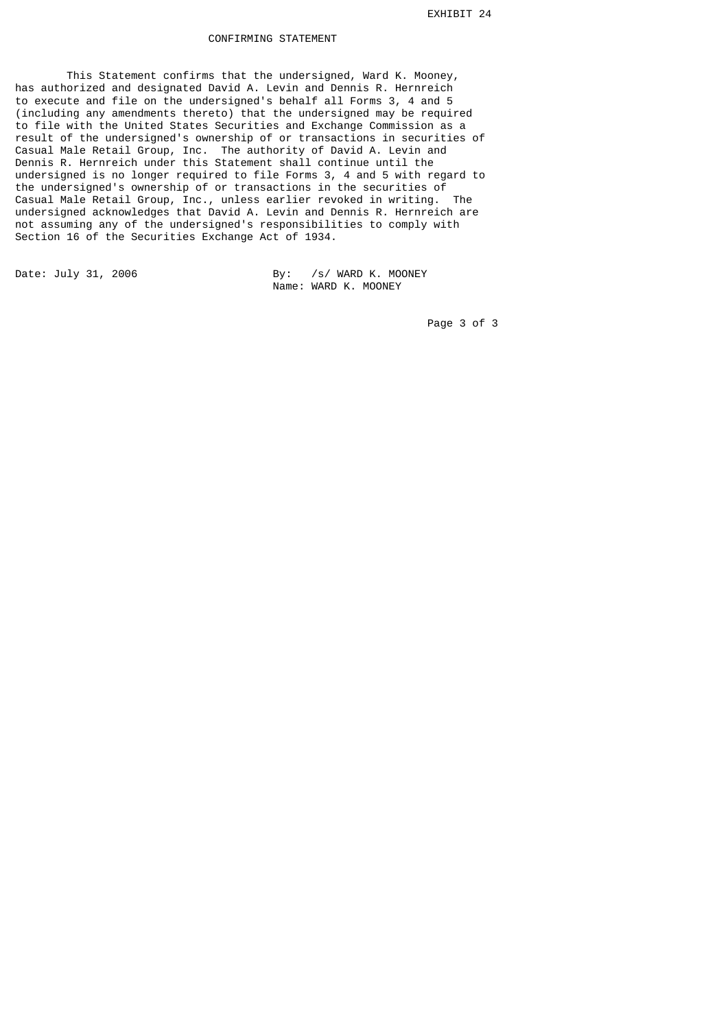EXHIBIT 24

# CONFIRMING STATEMENT

This Statement confirms that the undersigned, Ward K. Mooney, has authorized and designated David A. Levin and Dennis R. Hernreich to execute and file on the undersigned's behalf all Forms 3, 4 and 5 (including any amendments thereto) that the undersigned may be required to file with the United States Securities and Exchange Commission as a result of the undersigned's ownership of or transactions in securities of Casual Male Retail Group, Inc. The authority of David A. Levin and Dennis R. Hernreich under this Statement shall continue until the undersigned is no longer required to file Forms 3, 4 and 5 with regard to the undersigned's ownership of or transactions in the securities of Casual Male Retail Group, Inc., unless earlier revoked in writing. The undersigned acknowledges that David A. Levin and Dennis R. Hernreich are not assuming any of the undersigned's responsibilities to comply with Section 16 of the Securities Exchange Act of 1934.

Date: July 31, 2006

By: /s/ WARD K. MOONEY
Name: WARD K. MOONEY